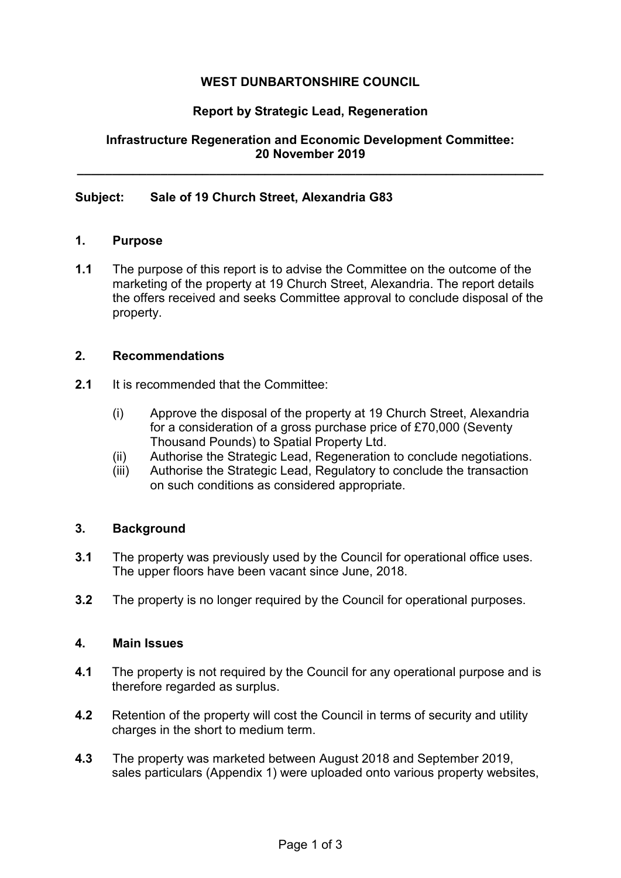**WEST DUNBARTONSHIRE COUNCIL**

**Report by Strategic Lead, Regeneration**

**Infrastructure Regeneration and Economic Development Committee: 20 November 2019**

---

**Subject: Sale of 19 Church Street, Alexandria G83**

## 1. Purpose

**1.1** The purpose of this report is to advise the Committee on the outcome of the marketing of the property at 19 Church Street, Alexandria. The report details the offers received and seeks Committee approval to conclude disposal of the property.

## 2. Recommendations

**2.1** It is recommended that the Committee:

(i) Approve the disposal of the property at 19 Church Street, Alexandria for a consideration of a gross purchase price of £70,000 (Seventy Thousand Pounds) to Spatial Property Ltd.
(ii) Authorise the Strategic Lead, Regeneration to conclude negotiations.
(iii) Authorise the Strategic Lead, Regulatory to conclude the transaction on such conditions as considered appropriate.

## 3. Background

**3.1** The property was previously used by the Council for operational office uses. The upper floors have been vacant since June, 2018.

**3.2** The property is no longer required by the Council for operational purposes.

## 4. Main Issues

**4.1** The property is not required by the Council for any operational purpose and is therefore regarded as surplus.

**4.2** Retention of the property will cost the Council in terms of security and utility charges in the short to medium term.

**4.3** The property was marketed between August 2018 and September 2019, sales particulars (Appendix 1) were uploaded onto various property websites,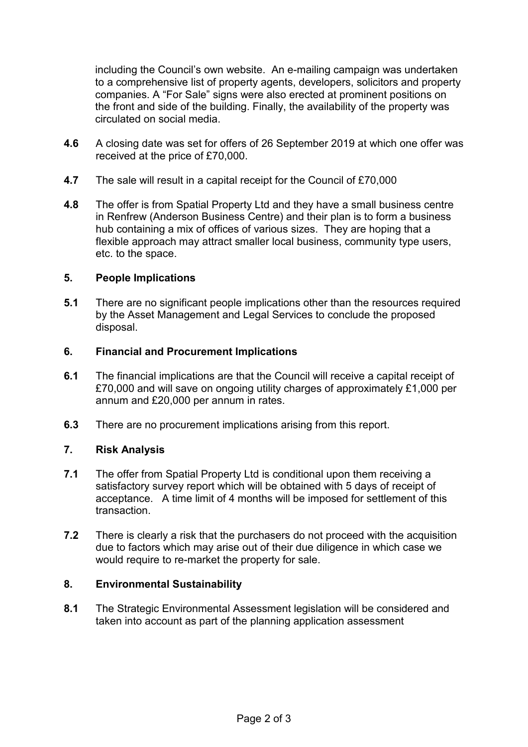including the Council's own website. An e-mailing campaign was undertaken to a comprehensive list of property agents, developers, solicitors and property companies. A "For Sale" signs were also erected at prominent positions on the front and side of the building. Finally, the availability of the property was circulated on social media.

**4.6** A closing date was set for offers of 26 September 2019 at which one offer was received at the price of £70,000.

**4.7** The sale will result in a capital receipt for the Council of £70,000

**4.8** The offer is from Spatial Property Ltd and they have a small business centre in Renfrew (Anderson Business Centre) and their plan is to form a business hub containing a mix of offices of various sizes. They are hoping that a flexible approach may attract smaller local business, community type users, etc. to the space.

## 5. People Implications

**5.1** There are no significant people implications other than the resources required by the Asset Management and Legal Services to conclude the proposed disposal.

## 6. Financial and Procurement Implications

**6.1** The financial implications are that the Council will receive a capital receipt of £70,000 and will save on ongoing utility charges of approximately £1,000 per annum and £20,000 per annum in rates.

**6.3** There are no procurement implications arising from this report.

## 7. Risk Analysis

**7.1** The offer from Spatial Property Ltd is conditional upon them receiving a satisfactory survey report which will be obtained with 5 days of receipt of acceptance. A time limit of 4 months will be imposed for settlement of this transaction.

**7.2** There is clearly a risk that the purchasers do not proceed with the acquisition due to factors which may arise out of their due diligence in which case we would require to re-market the property for sale.

## 8. Environmental Sustainability

**8.1** The Strategic Environmental Assessment legislation will be considered and taken into account as part of the planning application assessment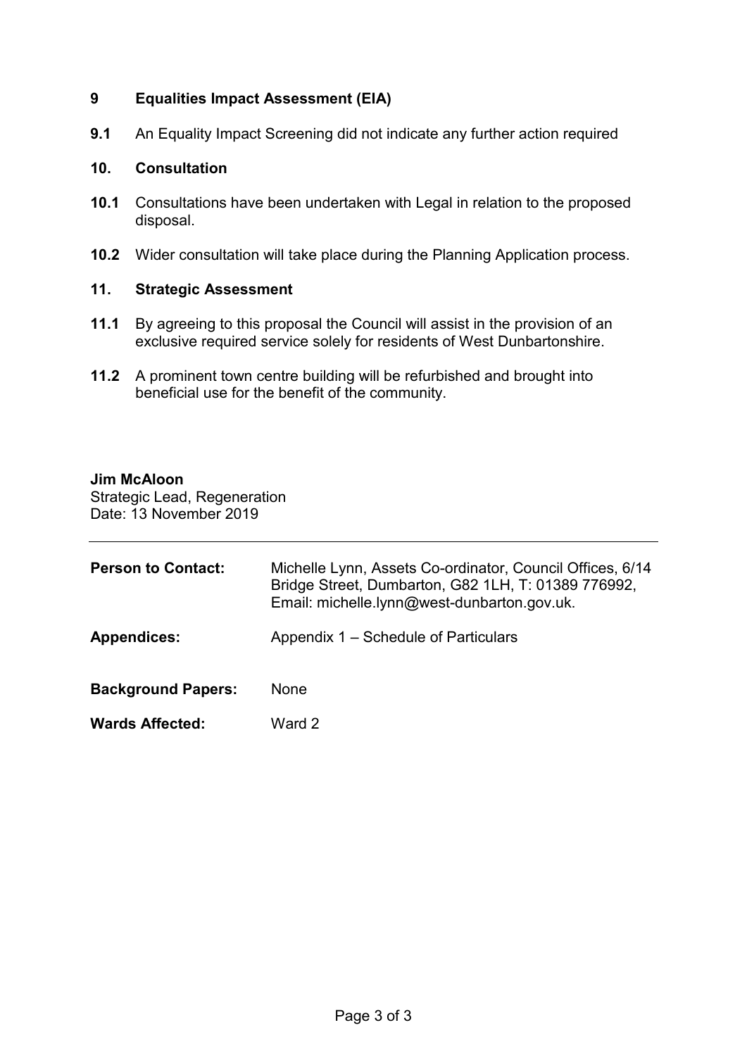## 9 Equalities Impact Assessment (EIA)

**9.1** An Equality Impact Screening did not indicate any further action required

## 10. Consultation

**10.1** Consultations have been undertaken with Legal in relation to the proposed disposal.

**10.2** Wider consultation will take place during the Planning Application process.

## 11. Strategic Assessment

**11.1** By agreeing to this proposal the Council will assist in the provision of an exclusive required service solely for residents of West Dunbartonshire.

**11.2** A prominent town centre building will be refurbished and brought into beneficial use for the benefit of the community.

**Jim McAloon**
Strategic Lead, Regeneration
Date: 13 November 2019

---

| | |
|---|---|
| **Person to Contact:** | Michelle Lynn, Assets Co-ordinator, Council Offices, 6/14 Bridge Street, Dumbarton, G82 1LH, T: 01389 776992, Email: michelle.lynn@west-dunbarton.gov.uk. |
| **Appendices:** | Appendix 1 – Schedule of Particulars |
| **Background Papers:** | None |
| **Wards Affected:** | Ward 2 |